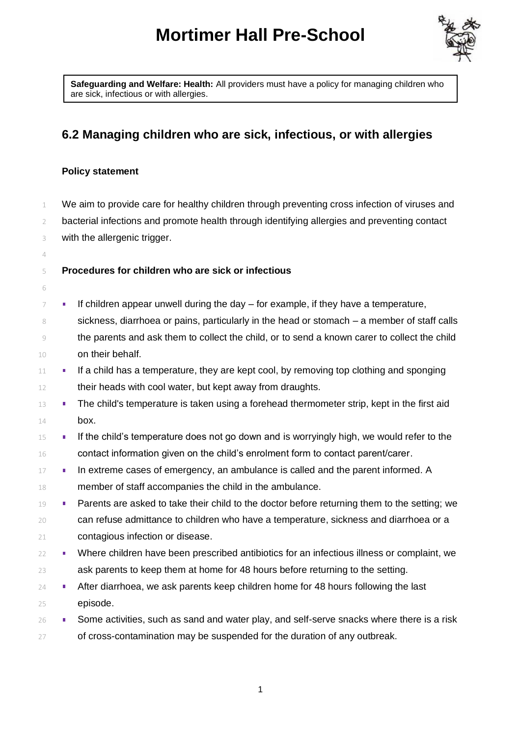# Mortimer Hall Pre-School

**Safeguarding and Welfare: Health:** All providers must have a policy for managing children who are sick, infectious or with allergies.

## 6.2 Managing children who are sick, infectious, or with allergies

### Policy statement

We aim to provide care for healthy children through preventing cross infection of viruses and bacterial infections and promote health through identifying allergies and preventing contact with the allergenic trigger.

### Procedures for children who are sick or infectious

- If children appear unwell during the day – for example, if they have a temperature, sickness, diarrhoea or pains, particularly in the head or stomach – a member of staff calls the parents and ask them to collect the child, or to send a known carer to collect the child on their behalf.
- If a child has a temperature, they are kept cool, by removing top clothing and sponging their heads with cool water, but kept away from draughts.
- The child's temperature is taken using a forehead thermometer strip, kept in the first aid box.
- If the child's temperature does not go down and is worryingly high, we would refer to the contact information given on the child's enrolment form to contact parent/carer.
- In extreme cases of emergency, an ambulance is called and the parent informed. A member of staff accompanies the child in the ambulance.
- Parents are asked to take their child to the doctor before returning them to the setting; we can refuse admittance to children who have a temperature, sickness and diarrhoea or a contagious infection or disease.
- Where children have been prescribed antibiotics for an infectious illness or complaint, we ask parents to keep them at home for 48 hours before returning to the setting.
- After diarrhoea, we ask parents keep children home for 48 hours following the last episode.
- Some activities, such as sand and water play, and self-serve snacks where there is a risk of cross-contamination may be suspended for the duration of any outbreak.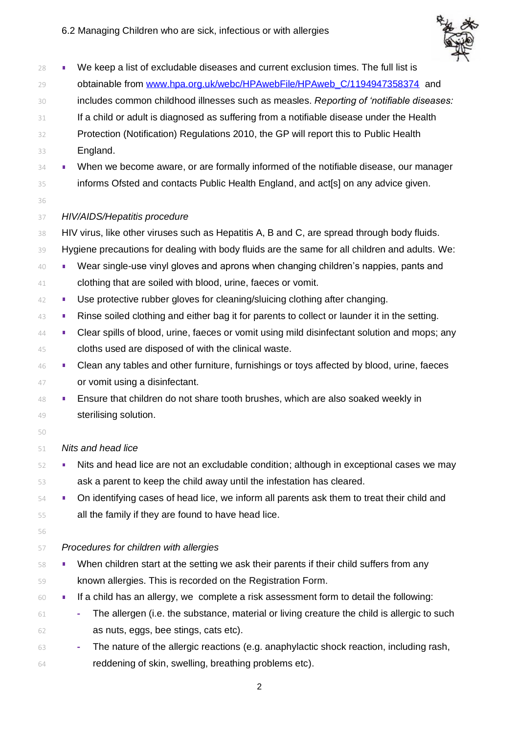- We keep a list of excludable diseases and current exclusion times. The full list is obtainable from [www.hpa.org.uk/webc/HPAwebFile/HPAweb_C/1194947358374](www.hpa.org.uk/webc/HPAwebFile/HPAweb_C/1194947358374) and includes common childhood illnesses such as measles. *Reporting of 'notifiable diseases:* If a child or adult is diagnosed as suffering from a notifiable disease under the Health Protection (Notification) Regulations 2010, the GP will report this to Public Health England.
- When we become aware, or are formally informed of the notifiable disease, our manager informs Ofsted and contacts Public Health England, and act[s] on any advice given.

*HIV/AIDS/Hepatitis procedure*

HIV virus, like other viruses such as Hepatitis A, B and C, are spread through body fluids. Hygiene precautions for dealing with body fluids are the same for all children and adults. We:

- Wear single-use vinyl gloves and aprons when changing children's nappies, pants and clothing that are soiled with blood, urine, faeces or vomit.
- Use protective rubber gloves for cleaning/sluicing clothing after changing.
- Rinse soiled clothing and either bag it for parents to collect or launder it in the setting.
- Clear spills of blood, urine, faeces or vomit using mild disinfectant solution and mops; any cloths used are disposed of with the clinical waste.
- Clean any tables and other furniture, furnishings or toys affected by blood, urine, faeces or vomit using a disinfectant.
- Ensure that children do not share tooth brushes, which are also soaked weekly in sterilising solution.

*Nits and head lice*

- Nits and head lice are not an excludable condition; although in exceptional cases we may ask a parent to keep the child away until the infestation has cleared.
- On identifying cases of head lice, we inform all parents ask them to treat their child and all the family if they are found to have head lice.

*Procedures for children with allergies*

- When children start at the setting we ask their parents if their child suffers from any known allergies. This is recorded on the Registration Form.
- If a child has an allergy, we complete a risk assessment form to detail the following:
  - The allergen (i.e. the substance, material or living creature the child is allergic to such as nuts, eggs, bee stings, cats etc).
  - The nature of the allergic reactions (e.g. anaphylactic shock reaction, including rash, reddening of skin, swelling, breathing problems etc).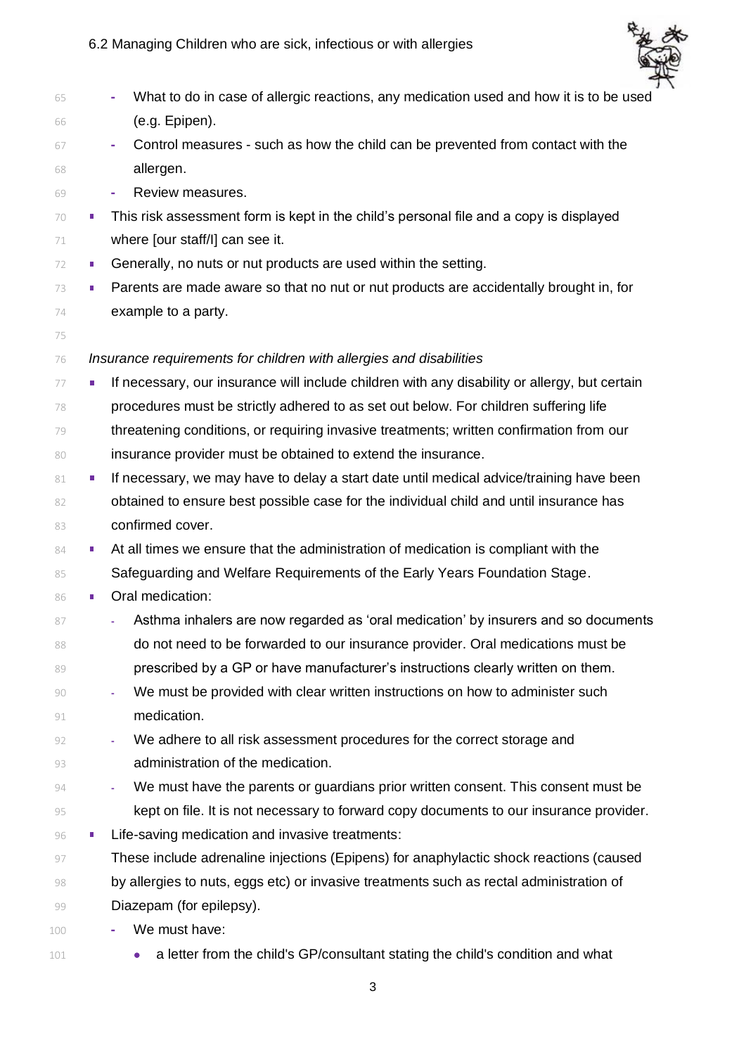- What to do in case of allergic reactions, any medication used and how it is to be used (e.g. Epipen).
  - Control measures - such as how the child can be prevented from contact with the allergen.
  - Review measures.
- This risk assessment form is kept in the child's personal file and a copy is displayed where [our staff/I] can see it.
- Generally, no nuts or nut products are used within the setting.
- Parents are made aware so that no nut or nut products are accidentally brought in, for example to a party.

*Insurance requirements for children with allergies and disabilities*

- If necessary, our insurance will include children with any disability or allergy, but certain procedures must be strictly adhered to as set out below. For children suffering life threatening conditions, or requiring invasive treatments; written confirmation from our insurance provider must be obtained to extend the insurance.
- If necessary, we may have to delay a start date until medical advice/training have been obtained to ensure best possible case for the individual child and until insurance has confirmed cover.
- At all times we ensure that the administration of medication is compliant with the Safeguarding and Welfare Requirements of the Early Years Foundation Stage.
- Oral medication:
  - Asthma inhalers are now regarded as 'oral medication' by insurers and so documents do not need to be forwarded to our insurance provider. Oral medications must be prescribed by a GP or have manufacturer's instructions clearly written on them.
  - We must be provided with clear written instructions on how to administer such medication.
  - We adhere to all risk assessment procedures for the correct storage and administration of the medication.
  - We must have the parents or guardians prior written consent. This consent must be kept on file. It is not necessary to forward copy documents to our insurance provider.
- Life-saving medication and invasive treatments:
  These include adrenaline injections (Epipens) for anaphylactic shock reactions (caused by allergies to nuts, eggs etc) or invasive treatments such as rectal administration of Diazepam (for epilepsy).
  - We must have:
    - a letter from the child's GP/consultant stating the child's condition and what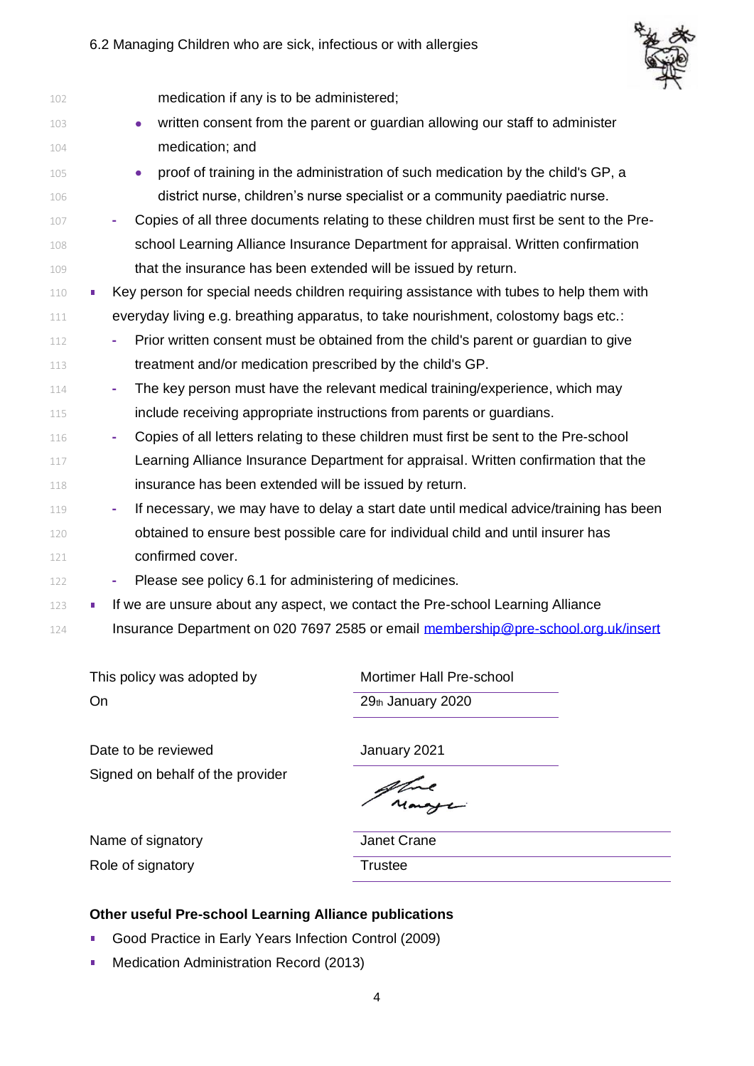medication if any is to be administered;
    - written consent from the parent or guardian allowing our staff to administer medication; and
    - proof of training in the administration of such medication by the child's GP, a district nurse, children's nurse specialist or a community paediatric nurse.
  - Copies of all three documents relating to these children must first be sent to the Pre-school Learning Alliance Insurance Department for appraisal. Written confirmation that the insurance has been extended will be issued by return.
- Key person for special needs children requiring assistance with tubes to help them with everyday living e.g. breathing apparatus, to take nourishment, colostomy bags etc.:
  - Prior written consent must be obtained from the child's parent or guardian to give treatment and/or medication prescribed by the child's GP.
  - The key person must have the relevant medical training/experience, which may include receiving appropriate instructions from parents or guardians.
  - Copies of all letters relating to these children must first be sent to the Pre-school Learning Alliance Insurance Department for appraisal. Written confirmation that the insurance has been extended will be issued by return.
  - If necessary, we may have to delay a start date until medical advice/training has been obtained to ensure best possible care for individual child and until insurer has confirmed cover.
  - Please see policy 6.1 for administering of medicines.
- If we are unsure about any aspect, we contact the Pre-school Learning Alliance Insurance Department on 020 7697 2585 or email membership@pre-school.org.uk/insert

| | |
|---|---|
| This policy was adopted by | Mortimer Hall Pre-school |
| On | 29th January 2020 |
| Date to be reviewed | January 2021 |
| Signed on behalf of the provider | |
| Name of signatory | Janet Crane |
| Role of signatory | Trustee |

**Other useful Pre-school Learning Alliance publications**

- Good Practice in Early Years Infection Control (2009)
- Medication Administration Record (2013)